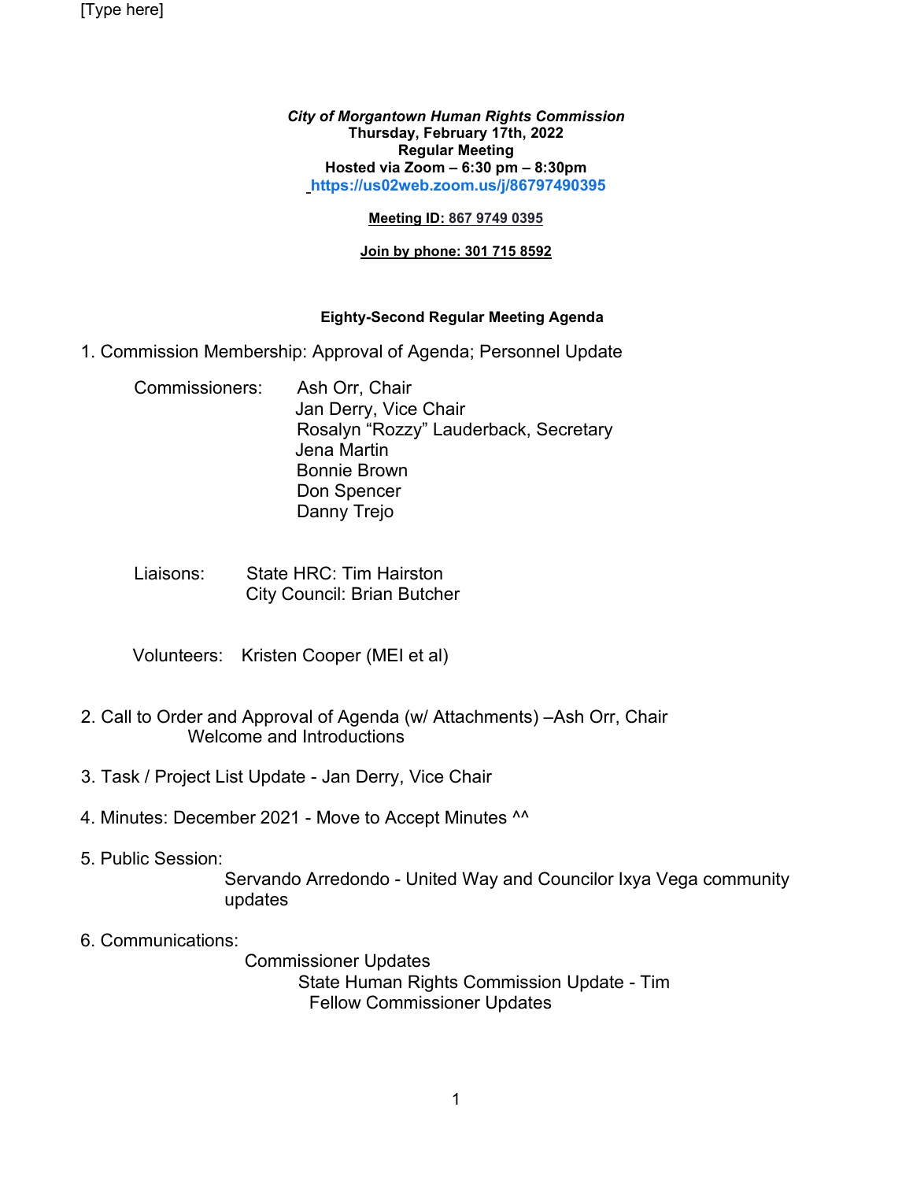[Type here]

***City of Morgantown Human Rights Commission***
**Thursday, February 17th, 2022**
**Regular Meeting**
**Hosted via Zoom – 6:30 pm – 8:30pm**
**https://us02web.zoom.us/j/86797490395**

**Meeting ID: 867 9749 0395**

**Join by phone: 301 715 8592**

**Eighty-Second Regular Meeting Agenda**

1. Commission Membership: Approval of Agenda; Personnel Update

   Commissioners:
   - Ash Orr, Chair
   - Jan Derry, Vice Chair
   - Rosalyn "Rozzy" Lauderback, Secretary
   - Jena Martin
   - Bonnie Brown
   - Don Spencer
   - Danny Trejo

   Liaisons:
   - State HRC: Tim Hairston
   - City Council: Brian Butcher

   Volunteers: Kristen Cooper (MEI et al)

2. Call to Order and Approval of Agenda (w/ Attachments) –Ash Orr, Chair
   Welcome and Introductions

3. Task / Project List Update - Jan Derry, Vice Chair

4. Minutes: December 2021 - Move to Accept Minutes ^^

5. Public Session:
   Servando Arredondo - United Way and Councilor Ixya Vega community updates

6. Communications:
   Commissioner Updates
   - State Human Rights Commission Update - Tim
   - Fellow Commissioner Updates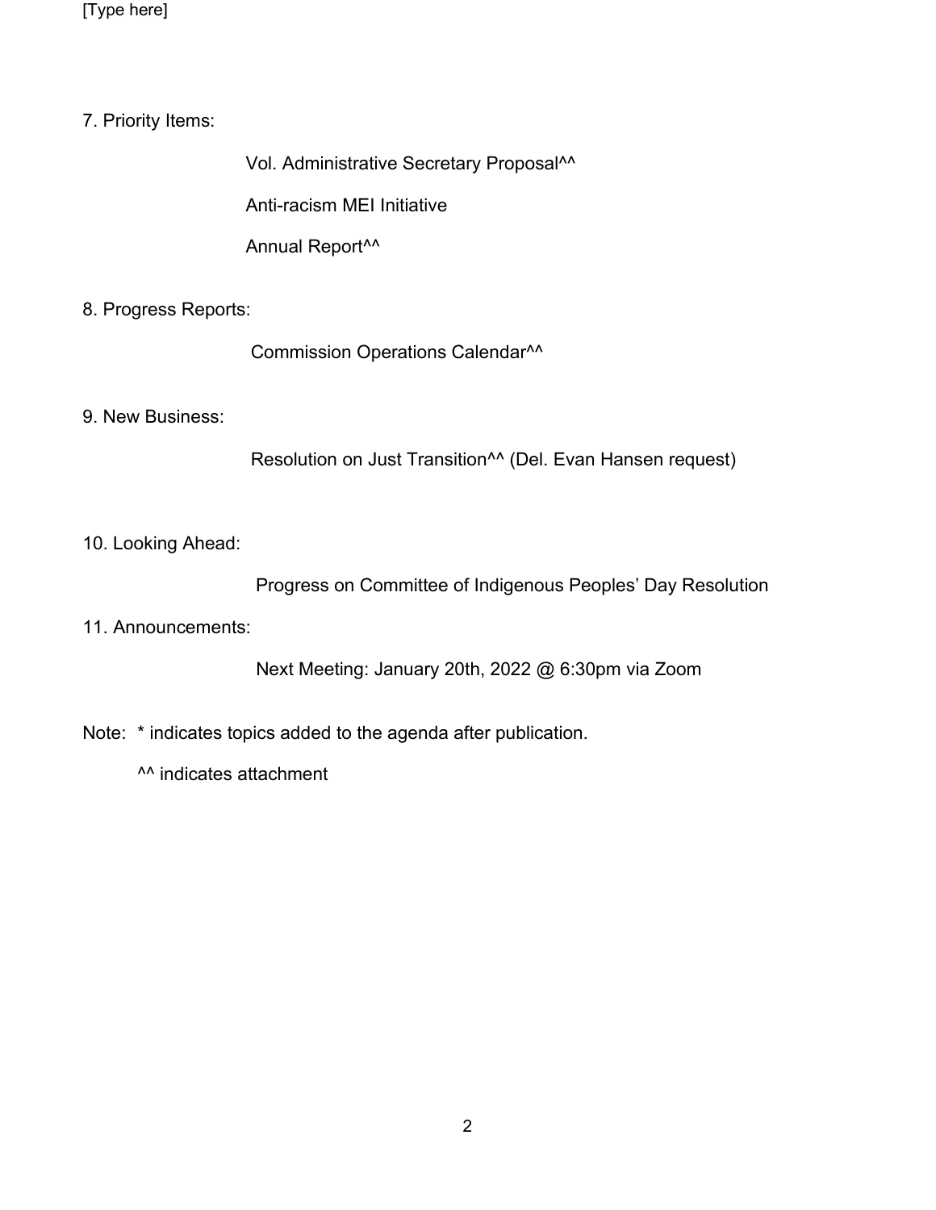7. Priority Items:

Vol. Administrative Secretary Proposal^^

Anti-racism MEI Initiative

Annual Report^^

8. Progress Reports:

Commission Operations Calendar^^

9. New Business:

Resolution on Just Transition^^ (Del. Evan Hansen request)

10. Looking Ahead:

Progress on Committee of Indigenous Peoples' Day Resolution

11. Announcements:

Next Meeting: January 20th, 2022 @ 6:30pm via Zoom

Note: * indicates topics added to the agenda after publication.

^^ indicates attachment